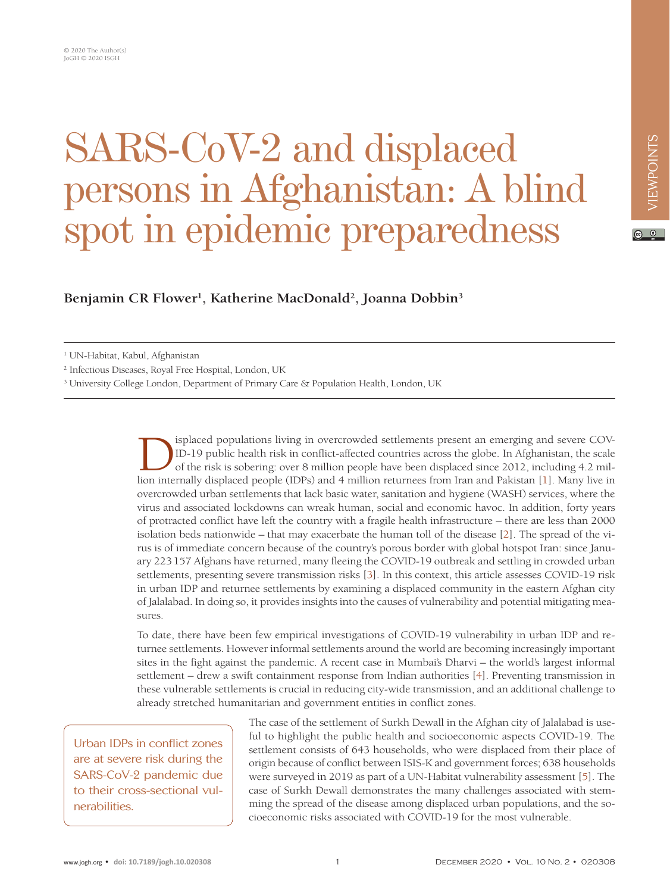# SARS-CoV-2 and displaced persons in Afghanistan: A blind spot in epidemic preparedness

**Benjamin CR Flower[1], Katherine MacDonald[2], Joanna Dobbin[3]**

[1] UN-Habitat, Kabul, Afghanistan

[2] Infectious Diseases, Royal Free Hospital, London, UK

[3] University College London, Department of Primary Care & Population Health, London, UK

Displaced populations living in overcrowded settlements present an emerging and severe COVID-19 public health risk in conflict-affected countries across the globe. In Afghanistan, the scale of the risk is sobering: over 8 million people have been displaced since 2012, including 4.2 million internally displaced people (IDPs) and 4 million returnees from Iran and Pakistan [1]. Many live in overcrowded urban settlements that lack basic water, sanitation and hygiene (WASH) services, where the virus and associated lockdowns can wreak human, social and economic havoc. In addition, forty years of protracted conflict have left the country with a fragile health infrastructure – there are less than 2000 isolation beds nationwide – that may exacerbate the human toll of the disease [2]. The spread of the virus is of immediate concern because of the country's porous border with global hotspot Iran: since January 223 157 Afghans have returned, many fleeing the COVID-19 outbreak and settling in crowded urban settlements, presenting severe transmission risks [3]. In this context, this article assesses COVID-19 risk in urban IDP and returnee settlements by examining a displaced community in the eastern Afghan city of Jalalabad. In doing so, it provides insights into the causes of vulnerability and potential mitigating measures.

To date, there have been few empirical investigations of COVID-19 vulnerability in urban IDP and returnee settlements. However informal settlements around the world are becoming increasingly important sites in the fight against the pandemic. A recent case in Mumbai's Dharvi – the world's largest informal settlement – drew a swift containment response from Indian authorities [4]. Preventing transmission in these vulnerable settlements is crucial in reducing city-wide transmission, and an additional challenge to already stretched humanitarian and government entities in conflict zones.

> Urban IDPs in conflict zones are at severe risk during the SARS-CoV-2 pandemic due to their cross-sectional vulnerabilities.

The case of the settlement of Surkh Dewall in the Afghan city of Jalalabad is useful to highlight the public health and socioeconomic aspects COVID-19. The settlement consists of 643 households, who were displaced from their place of origin because of conflict between ISIS-K and government forces; 638 households were surveyed in 2019 as part of a UN-Habitat vulnerability assessment [5]. The case of Surkh Dewall demonstrates the many challenges associated with stemming the spread of the disease among displaced urban populations, and the socioeconomic risks associated with COVID-19 for the most vulnerable.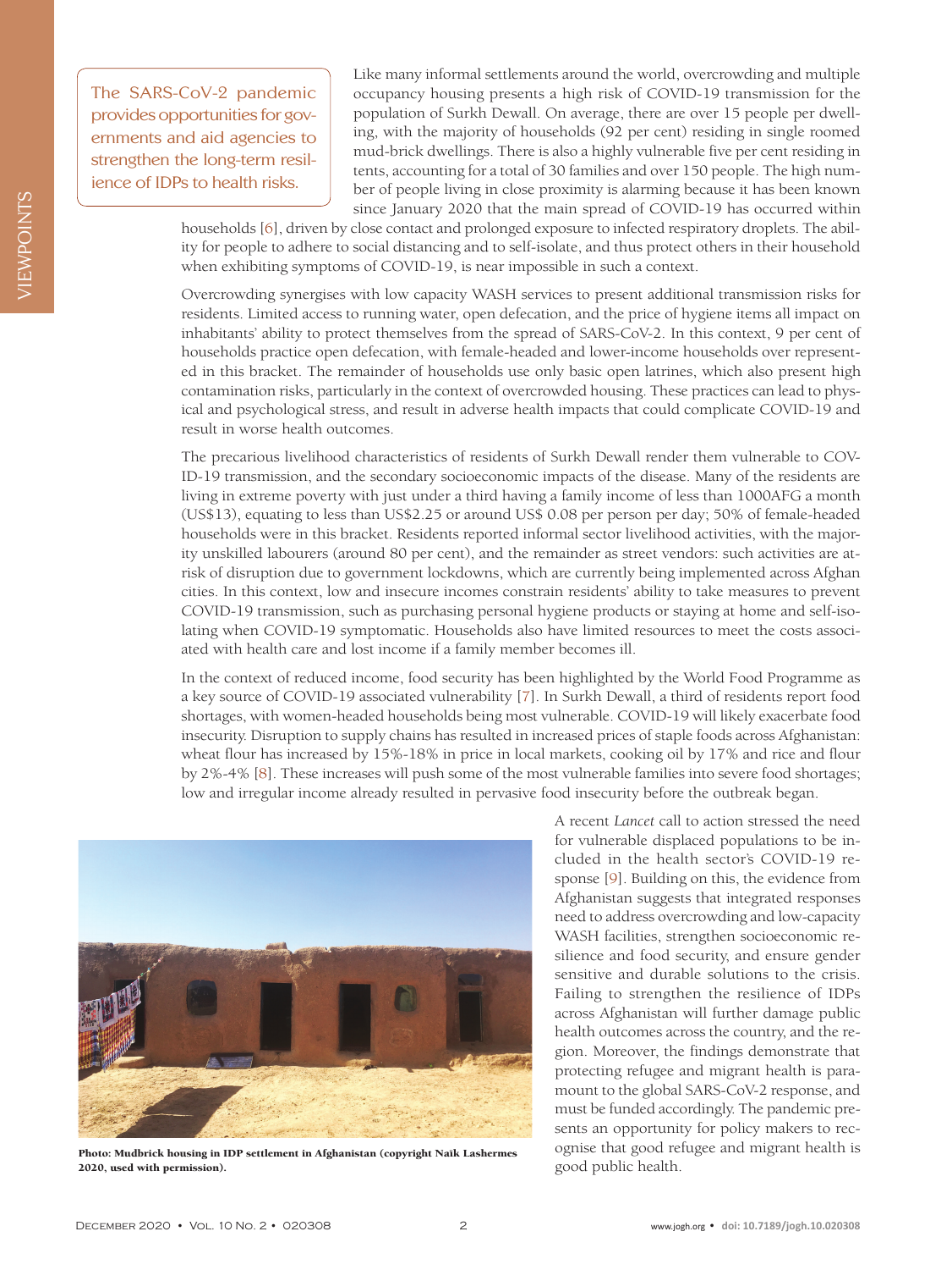> The SARS-CoV-2 pandemic provides opportunities for governments and aid agencies to strengthen the long-term resilience of IDPs to health risks.

Like many informal settlements around the world, overcrowding and multiple occupancy housing presents a high risk of COVID-19 transmission for the population of Surkh Dewall. On average, there are over 15 people per dwelling, with the majority of households (92 per cent) residing in single roomed mud-brick dwellings. There is also a highly vulnerable five per cent residing in tents, accounting for a total of 30 families and over 150 people. The high number of people living in close proximity is alarming because it has been known since January 2020 that the main spread of COVID-19 has occurred within households [6], driven by close contact and prolonged exposure to infected respiratory droplets. The ability for people to adhere to social distancing and to self-isolate, and thus protect others in their household when exhibiting symptoms of COVID-19, is near impossible in such a context.

Overcrowding synergises with low capacity WASH services to present additional transmission risks for residents. Limited access to running water, open defecation, and the price of hygiene items all impact on inhabitants' ability to protect themselves from the spread of SARS-CoV-2. In this context, 9 per cent of households practice open defecation, with female-headed and lower-income households over represented in this bracket. The remainder of households use only basic open latrines, which also present high contamination risks, particularly in the context of overcrowded housing. These practices can lead to physical and psychological stress, and result in adverse health impacts that could complicate COVID-19 and result in worse health outcomes.

The precarious livelihood characteristics of residents of Surkh Dewall render them vulnerable to COVID-19 transmission, and the secondary socioeconomic impacts of the disease. Many of the residents are living in extreme poverty with just under a third having a family income of less than 1000AFG a month (US$13), equating to less than US$2.25 or around US$ 0.08 per person per day; 50% of female-headed households were in this bracket. Residents reported informal sector livelihood activities, with the majority unskilled labourers (around 80 per cent), and the remainder as street vendors: such activities are at-risk of disruption due to government lockdowns, which are currently being implemented across Afghan cities. In this context, low and insecure incomes constrain residents' ability to take measures to prevent COVID-19 transmission, such as purchasing personal hygiene products or staying at home and self-isolating when COVID-19 symptomatic. Households also have limited resources to meet the costs associated with health care and lost income if a family member becomes ill.

In the context of reduced income, food security has been highlighted by the World Food Programme as a key source of COVID-19 associated vulnerability [7]. In Surkh Dewall, a third of residents report food shortages, with women-headed households being most vulnerable. COVID-19 will likely exacerbate food insecurity. Disruption to supply chains has resulted in increased prices of staple foods across Afghanistan: wheat flour has increased by 15%-18% in price in local markets, cooking oil by 17% and rice and flour by 2%-4% [8]. These increases will push some of the most vulnerable families into severe food shortages; low and irregular income already resulted in pervasive food insecurity before the outbreak began.

**Photo: Mudbrick housing in IDP settlement in Afghanistan (copyright Naïk Lashermes 2020, used with permission).**

A recent *Lancet* call to action stressed the need for vulnerable displaced populations to be included in the health sector's COVID-19 response [9]. Building on this, the evidence from Afghanistan suggests that integrated responses need to address overcrowding and low-capacity WASH facilities, strengthen socioeconomic resilience and food security, and ensure gender sensitive and durable solutions to the crisis. Failing to strengthen the resilience of IDPs across Afghanistan will further damage public health outcomes across the country, and the region. Moreover, the findings demonstrate that protecting refugee and migrant health is paramount to the global SARS-CoV-2 response, and must be funded accordingly. The pandemic presents an opportunity for policy makers to recognise that good refugee and migrant health is good public health.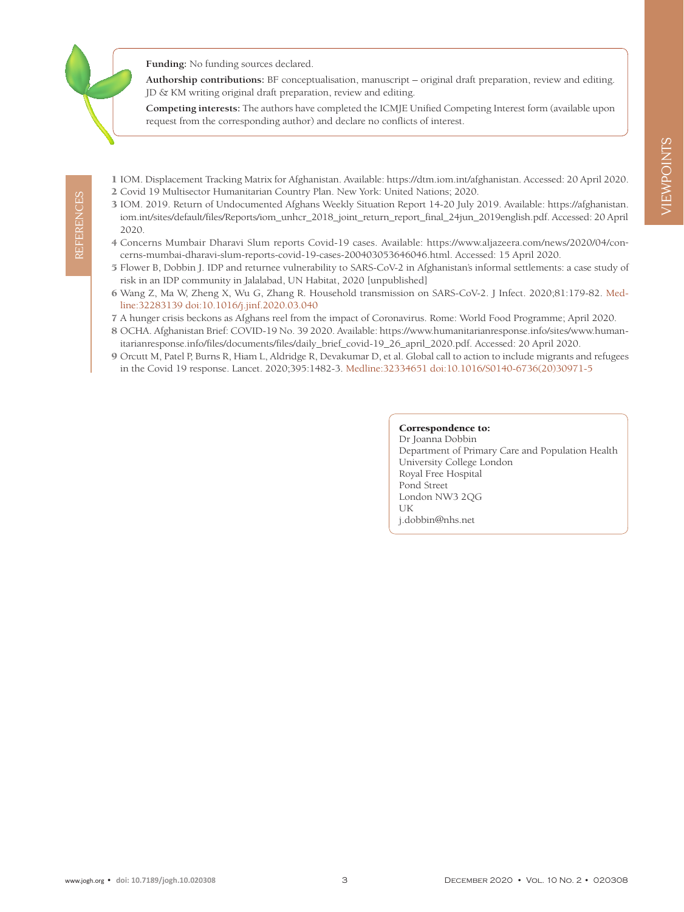**Funding:** No funding sources declared.

**Authorship contributions:** BF conceptualisation, manuscript – original draft preparation, review and editing. JD & KM writing original draft preparation, review and editing.

**Competing interests:** The authors have completed the ICMJE Unified Competing Interest form (available upon request from the corresponding author) and declare no conflicts of interest.

## REFERENCES

1 IOM. Displacement Tracking Matrix for Afghanistan. Available: https://dtm.iom.int/afghanistan. Accessed: 20 April 2020.

2 Covid 19 Multisector Humanitarian Country Plan. New York: United Nations; 2020.

3 IOM. 2019. Return of Undocumented Afghans Weekly Situation Report 14-20 July 2019. Available: https://afghanistan.iom.int/sites/default/files/Reports/iom_unhcr_2018_joint_return_report_final_24jun_2019english.pdf. Accessed: 20 April 2020.

4 Concerns Mumbair Dharavi Slum reports Covid-19 cases. Available: https://www.aljazeera.com/news/2020/04/concerns-mumbai-dharavi-slum-reports-covid-19-cases-200403053646046.html. Accessed: 15 April 2020.

5 Flower B, Dobbin J. IDP and returnee vulnerability to SARS-CoV-2 in Afghanistan's informal settlements: a case study of risk in an IDP community in Jalalabad, UN Habitat, 2020 [unpublished]

6 Wang Z, Ma W, Zheng X, Wu G, Zhang R. Household transmission on SARS-CoV-2. J Infect. 2020;81:179-82. Medline:32283139 doi:10.1016/j.jinf.2020.03.040

7 A hunger crisis beckons as Afghans reel from the impact of Coronavirus. Rome: World Food Programme; April 2020.

8 OCHA. Afghanistan Brief: COVID-19 No. 39 2020. Available: https://www.humanitarianresponse.info/sites/www.humanitarianresponse.info/files/documents/files/daily_brief_covid-19_26_april_2020.pdf. Accessed: 20 April 2020.

9 Orcutt M, Patel P, Burns R, Hiam L, Aldridge R, Devakumar D, et al. Global call to action to include migrants and refugees in the Covid 19 response. Lancet. 2020;395:1482-3. Medline:32334651 doi:10.1016/S0140-6736(20)30971-5

**Correspondence to:**
Dr Joanna Dobbin
Department of Primary Care and Population Health
University College London
Royal Free Hospital
Pond Street
London NW3 2QG
UK
j.dobbin@nhs.net